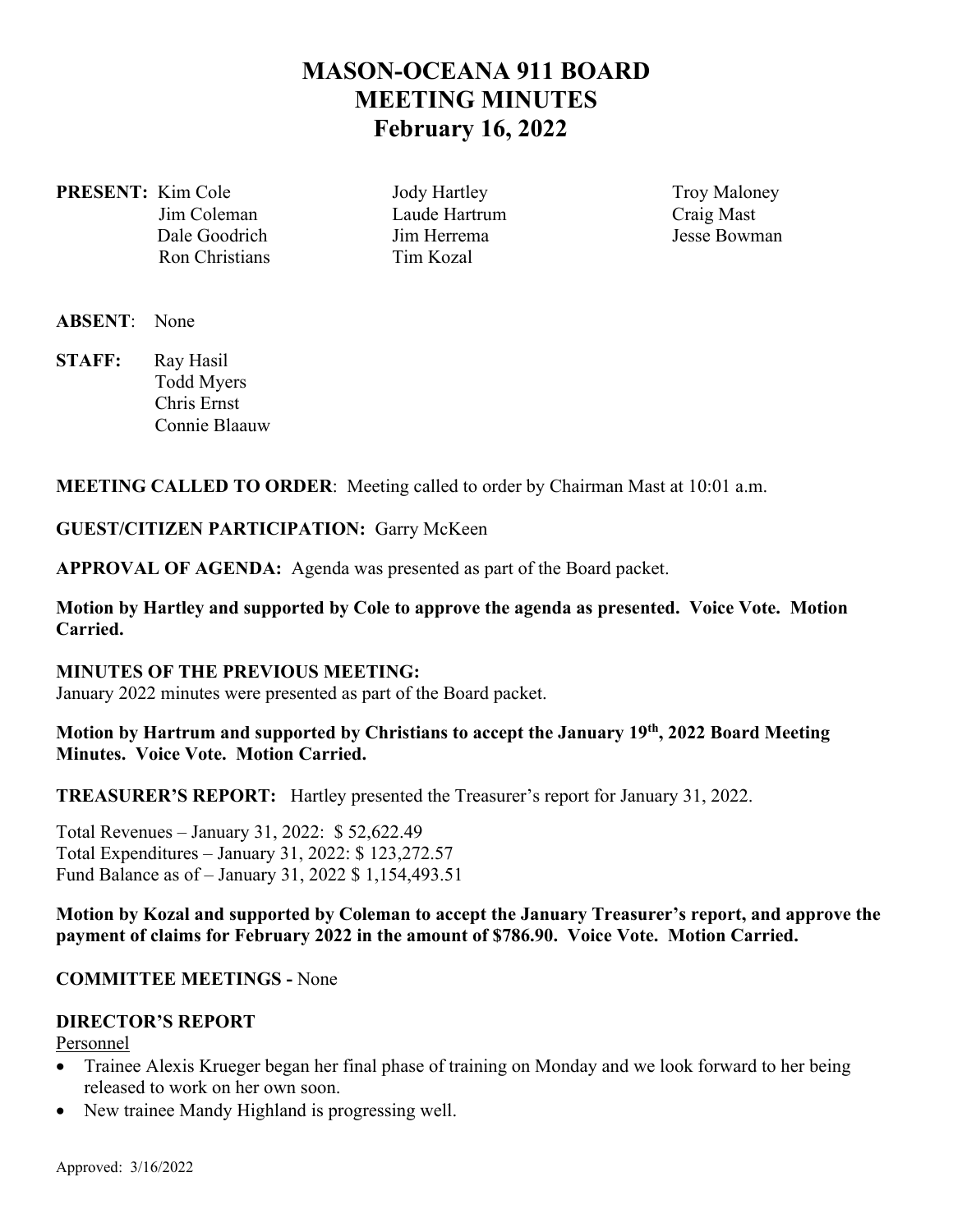# MASON-OCEANA 911 BOARD
# MEETING MINUTES
# February 16, 2022

**PRESENT:** Kim Cole, Jim Coleman, Dale Goodrich, Ron Christians, Jody Hartley, Laude Hartrum, Jim Herrema, Tim Kozal, Troy Maloney, Craig Mast, Jesse Bowman

**ABSENT**: None

**STAFF:** Ray Hasil
Todd Myers
Chris Ernst
Connie Blaauw

**MEETING CALLED TO ORDER**: Meeting called to order by Chairman Mast at 10:01 a.m.

**GUEST/CITIZEN PARTICIPATION:** Garry McKeen

**APPROVAL OF AGENDA:** Agenda was presented as part of the Board packet.

**Motion by Hartley and supported by Cole to approve the agenda as presented. Voice Vote. Motion Carried.**

**MINUTES OF THE PREVIOUS MEETING:**
January 2022 minutes were presented as part of the Board packet.

**Motion by Hartrum and supported by Christians to accept the January 19th, 2022 Board Meeting Minutes. Voice Vote. Motion Carried.**

**TREASURER'S REPORT:** Hartley presented the Treasurer's report for January 31, 2022.

Total Revenues – January 31, 2022: $ 52,622.49
Total Expenditures – January 31, 2022: $ 123,272.57
Fund Balance as of – January 31, 2022 $ 1,154,493.51

**Motion by Kozal and supported by Coleman to accept the January Treasurer's report, and approve the payment of claims for February 2022 in the amount of $786.90. Voice Vote. Motion Carried.**

**COMMITTEE MEETINGS -** None

**DIRECTOR'S REPORT**

Personnel

- Trainee Alexis Krueger began her final phase of training on Monday and we look forward to her being released to work on her own soon.
- New trainee Mandy Highland is progressing well.

Approved: 3/16/2022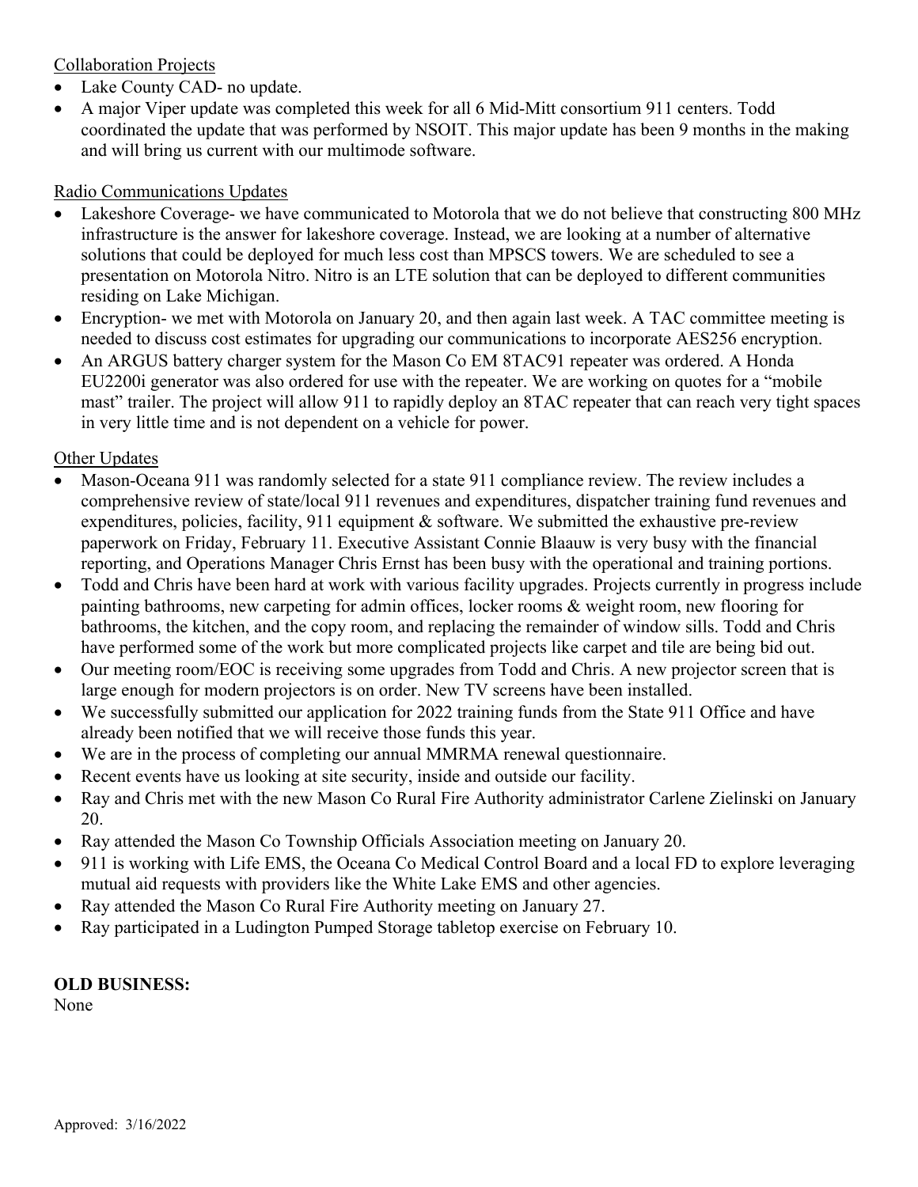Collaboration Projects

- Lake County CAD- no update.
- A major Viper update was completed this week for all 6 Mid-Mitt consortium 911 centers. Todd coordinated the update that was performed by NSOIT. This major update has been 9 months in the making and will bring us current with our multimode software.

Radio Communications Updates

- Lakeshore Coverage- we have communicated to Motorola that we do not believe that constructing 800 MHz infrastructure is the answer for lakeshore coverage. Instead, we are looking at a number of alternative solutions that could be deployed for much less cost than MPSCS towers. We are scheduled to see a presentation on Motorola Nitro. Nitro is an LTE solution that can be deployed to different communities residing on Lake Michigan.
- Encryption- we met with Motorola on January 20, and then again last week. A TAC committee meeting is needed to discuss cost estimates for upgrading our communications to incorporate AES256 encryption.
- An ARGUS battery charger system for the Mason Co EM 8TAC91 repeater was ordered. A Honda EU2200i generator was also ordered for use with the repeater. We are working on quotes for a "mobile mast" trailer. The project will allow 911 to rapidly deploy an 8TAC repeater that can reach very tight spaces in very little time and is not dependent on a vehicle for power.

Other Updates

- Mason-Oceana 911 was randomly selected for a state 911 compliance review. The review includes a comprehensive review of state/local 911 revenues and expenditures, dispatcher training fund revenues and expenditures, policies, facility, 911 equipment & software. We submitted the exhaustive pre-review paperwork on Friday, February 11. Executive Assistant Connie Blaauw is very busy with the financial reporting, and Operations Manager Chris Ernst has been busy with the operational and training portions.
- Todd and Chris have been hard at work with various facility upgrades. Projects currently in progress include painting bathrooms, new carpeting for admin offices, locker rooms & weight room, new flooring for bathrooms, the kitchen, and the copy room, and replacing the remainder of window sills. Todd and Chris have performed some of the work but more complicated projects like carpet and tile are being bid out.
- Our meeting room/EOC is receiving some upgrades from Todd and Chris. A new projector screen that is large enough for modern projectors is on order. New TV screens have been installed.
- We successfully submitted our application for 2022 training funds from the State 911 Office and have already been notified that we will receive those funds this year.
- We are in the process of completing our annual MMRMA renewal questionnaire.
- Recent events have us looking at site security, inside and outside our facility.
- Ray and Chris met with the new Mason Co Rural Fire Authority administrator Carlene Zielinski on January 20.
- Ray attended the Mason Co Township Officials Association meeting on January 20.
- 911 is working with Life EMS, the Oceana Co Medical Control Board and a local FD to explore leveraging mutual aid requests with providers like the White Lake EMS and other agencies.
- Ray attended the Mason Co Rural Fire Authority meeting on January 27.
- Ray participated in a Ludington Pumped Storage tabletop exercise on February 10.

**OLD BUSINESS:**
None

Approved: 3/16/2022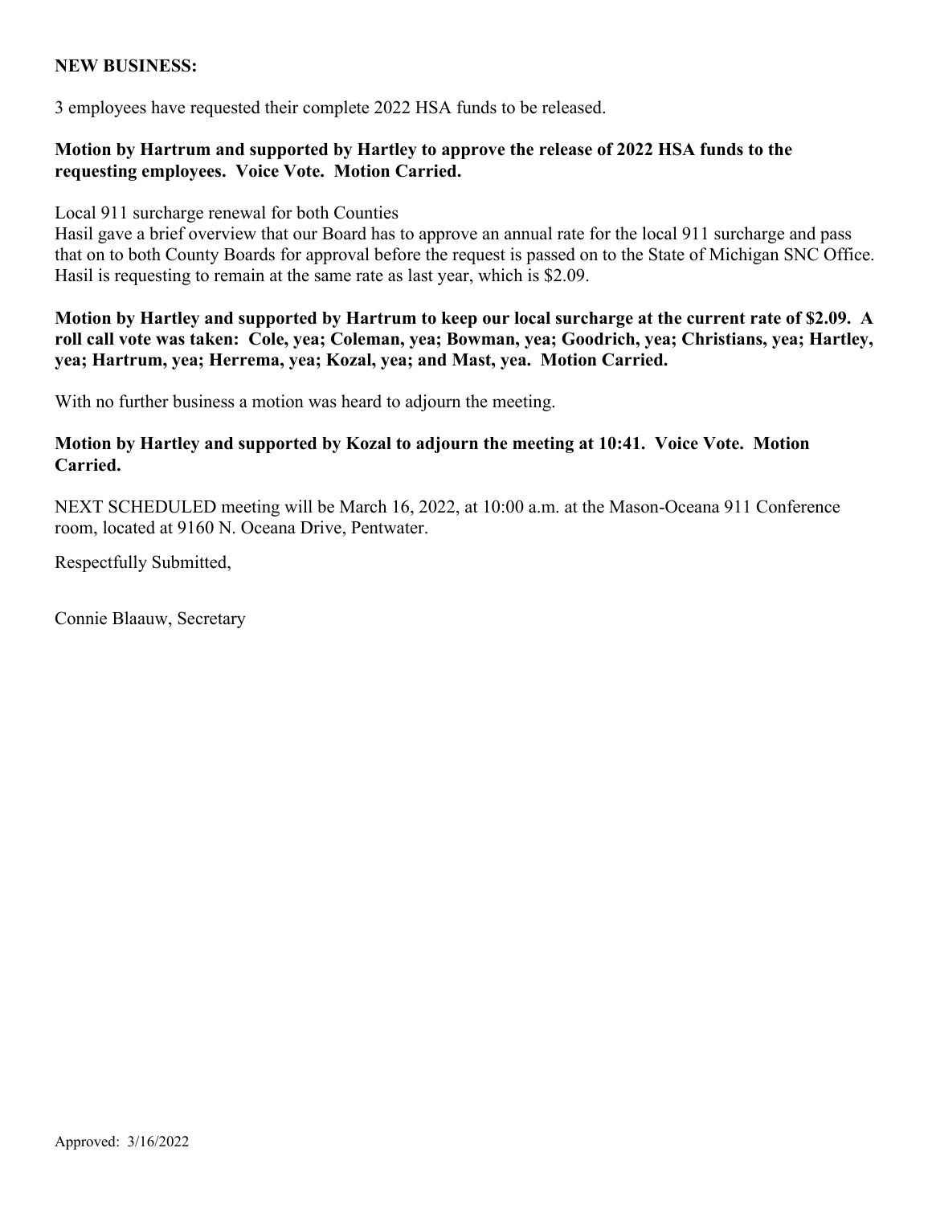**NEW BUSINESS:**

3 employees have requested their complete 2022 HSA funds to be released.

**Motion by Hartrum and supported by Hartley to approve the release of 2022 HSA funds to the requesting employees. Voice Vote. Motion Carried.**

Local 911 surcharge renewal for both Counties
Hasil gave a brief overview that our Board has to approve an annual rate for the local 911 surcharge and pass that on to both County Boards for approval before the request is passed on to the State of Michigan SNC Office. Hasil is requesting to remain at the same rate as last year, which is $2.09.

**Motion by Hartley and supported by Hartrum to keep our local surcharge at the current rate of $2.09. A roll call vote was taken: Cole, yea; Coleman, yea; Bowman, yea; Goodrich, yea; Christians, yea; Hartley, yea; Hartrum, yea; Herrema, yea; Kozal, yea; and Mast, yea. Motion Carried.**

With no further business a motion was heard to adjourn the meeting.

**Motion by Hartley and supported by Kozal to adjourn the meeting at 10:41. Voice Vote. Motion Carried.**

NEXT SCHEDULED meeting will be March 16, 2022, at 10:00 a.m. at the Mason-Oceana 911 Conference room, located at 9160 N. Oceana Drive, Pentwater.

Respectfully Submitted,

Connie Blaauw, Secretary

Approved: 3/16/2022